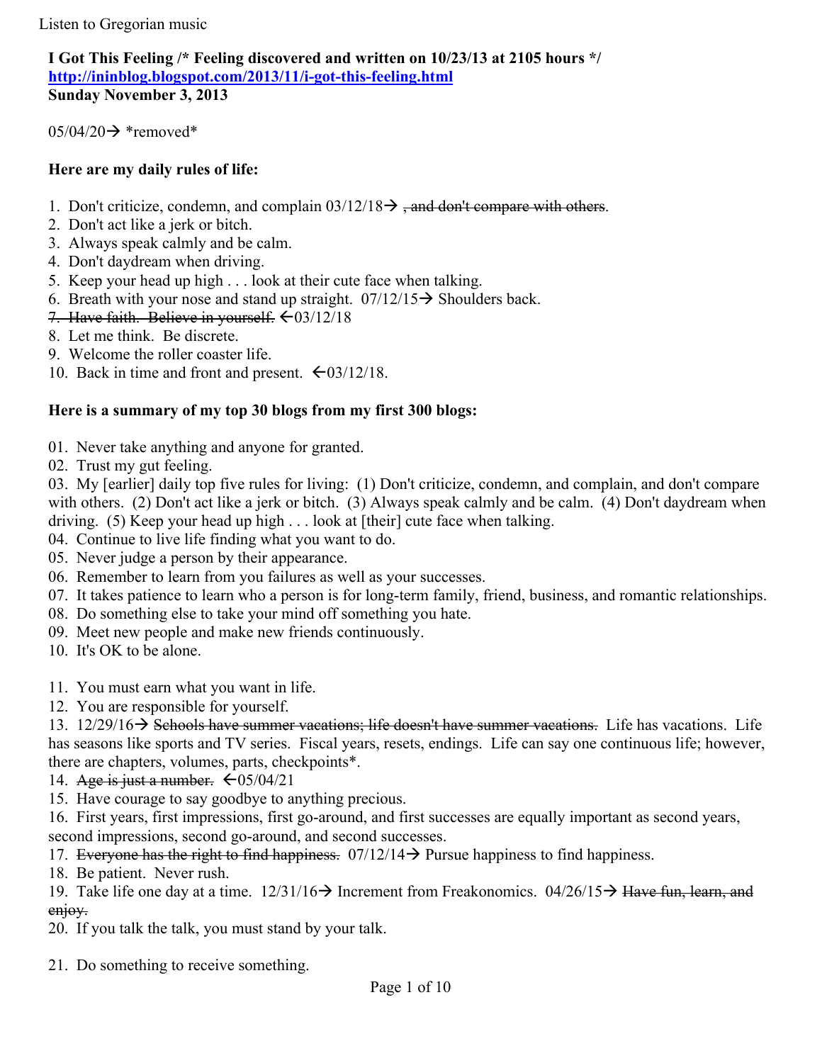Listen to Gregorian music

**I Got This Feeling /* Feeling discovered and written on 10/23/13 at 2105 hours */**
**http://ininblog.blogspot.com/2013/11/i-got-this-feeling.html**
**Sunday November 3, 2013**

05/04/20→ *removed*

**Here are my daily rules of life:**

1. Don't criticize, condemn, and complain 03/12/18→ ~~, and don't compare with others~~.
2. Don't act like a jerk or bitch.
3. Always speak calmly and be calm.
4. Don't daydream when driving.
5. Keep your head up high . . . look at their cute face when talking.
6. Breath with your nose and stand up straight. 07/12/15→ Shoulders back.
7. ~~Have faith. Believe in yourself.~~ ←03/12/18
8. Let me think. Be discrete.
9. Welcome the roller coaster life.
10. Back in time and front and present. ←03/12/18.

**Here is a summary of my top 30 blogs from my first 300 blogs:**

01. Never take anything and anyone for granted.
02. Trust my gut feeling.
03. My [earlier] daily top five rules for living: (1) Don't criticize, condemn, and complain, and don't compare with others. (2) Don't act like a jerk or bitch. (3) Always speak calmly and be calm. (4) Don't daydream when driving. (5) Keep your head up high . . . look at [their] cute face when talking.
04. Continue to live life finding what you want to do.
05. Never judge a person by their appearance.
06. Remember to learn from you failures as well as your successes.
07. It takes patience to learn who a person is for long-term family, friend, business, and romantic relationships.
08. Do something else to take your mind off something you hate.
09. Meet new people and make new friends continuously.
10. It's OK to be alone.

11. You must earn what you want in life.
12. You are responsible for yourself.
13. 12/29/16→ ~~Schools have summer vacations; life doesn't have summer vacations.~~ Life has vacations. Life has seasons like sports and TV series. Fiscal years, resets, endings. Life can say one continuous life; however, there are chapters, volumes, parts, checkpoints*.
14. ~~Age is just a number.~~ ←05/04/21
15. Have courage to say goodbye to anything precious.
16. First years, first impressions, first go-around, and first successes are equally important as second years, second impressions, second go-around, and second successes.
17. ~~Everyone has the right to find happiness.~~ 07/12/14→ Pursue happiness to find happiness.
18. Be patient. Never rush.
19. Take life one day at a time. 12/31/16→ Increment from Freakonomics. 04/26/15→ ~~Have fun, learn, and enjoy.~~
20. If you talk the talk, you must stand by your talk.

21. Do something to receive something.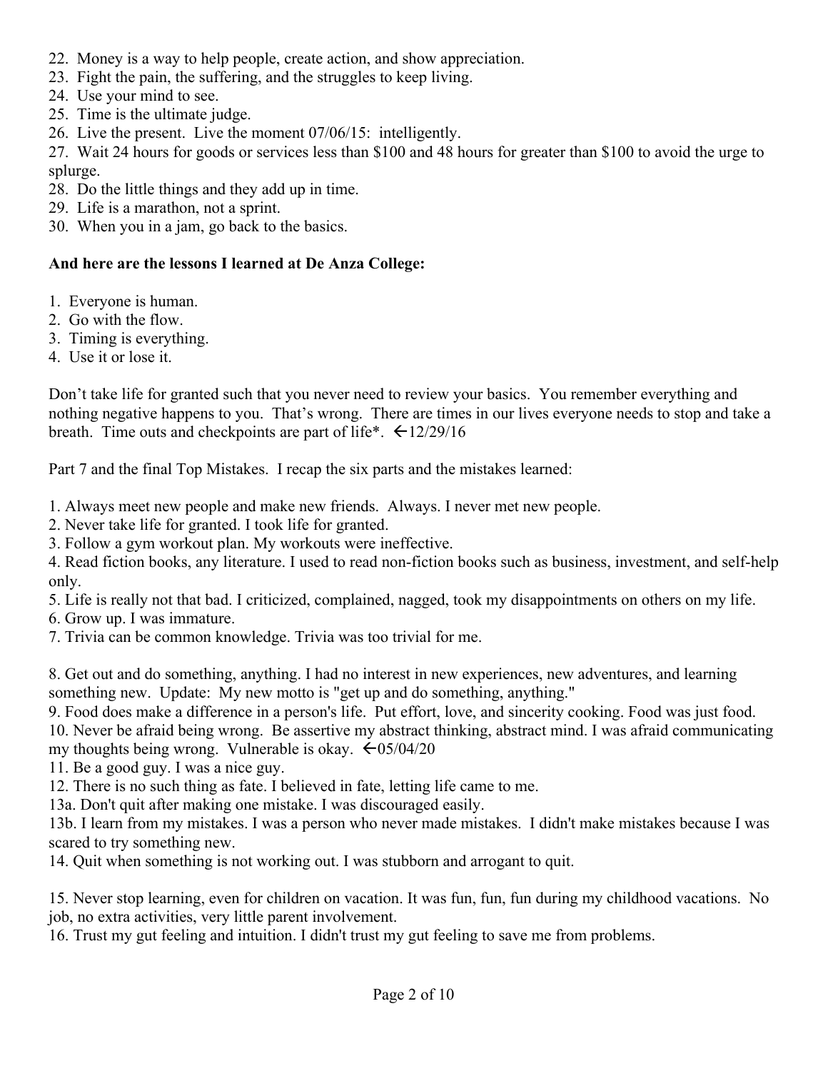22. Money is a way to help people, create action, and show appreciation.
23. Fight the pain, the suffering, and the struggles to keep living.
24. Use your mind to see.
25. Time is the ultimate judge.
26. Live the present. Live the moment 07/06/15: intelligently.
27. Wait 24 hours for goods or services less than $100 and 48 hours for greater than $100 to avoid the urge to splurge.
28. Do the little things and they add up in time.
29. Life is a marathon, not a sprint.
30. When you in a jam, go back to the basics.

**And here are the lessons I learned at De Anza College:**

1. Everyone is human.
2. Go with the flow.
3. Timing is everything.
4. Use it or lose it.

Don't take life for granted such that you never need to review your basics. You remember everything and nothing negative happens to you. That's wrong. There are times in our lives everyone needs to stop and take a breath. Time outs and checkpoints are part of life*. ←12/29/16

Part 7 and the final Top Mistakes. I recap the six parts and the mistakes learned:

1. Always meet new people and make new friends. Always. I never met new people.
2. Never take life for granted. I took life for granted.
3. Follow a gym workout plan. My workouts were ineffective.
4. Read fiction books, any literature. I used to read non-fiction books such as business, investment, and self-help only.
5. Life is really not that bad. I criticized, complained, nagged, took my disappointments on others on my life.
6. Grow up. I was immature.
7. Trivia can be common knowledge. Trivia was too trivial for me.

8. Get out and do something, anything. I had no interest in new experiences, new adventures, and learning something new. Update: My new motto is "get up and do something, anything."
9. Food does make a difference in a person's life. Put effort, love, and sincerity cooking. Food was just food.
10. Never be afraid being wrong. Be assertive my abstract thinking, abstract mind. I was afraid communicating my thoughts being wrong. Vulnerable is okay. ←05/04/20
11. Be a good guy. I was a nice guy.
12. There is no such thing as fate. I believed in fate, letting life came to me.

13a. Don't quit after making one mistake. I was discouraged easily.

13b. I learn from my mistakes. I was a person who never made mistakes. I didn't make mistakes because I was scared to try something new.

14. Quit when something is not working out. I was stubborn and arrogant to quit.

15. Never stop learning, even for children on vacation. It was fun, fun, fun during my childhood vacations. No job, no extra activities, very little parent involvement.
16. Trust my gut feeling and intuition. I didn't trust my gut feeling to save me from problems.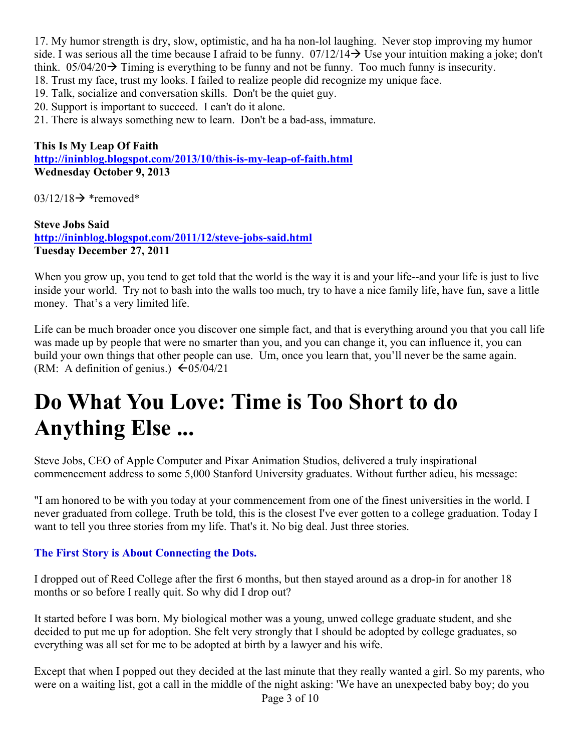17. My humor strength is dry, slow, optimistic, and ha ha non-lol laughing. Never stop improving my humor side. I was serious all the time because I afraid to be funny. 07/12/14→ Use your intuition making a joke; don't think. 05/04/20→ Timing is everything to be funny and not be funny. Too much funny is insecurity.
18. Trust my face, trust my looks. I failed to realize people did recognize my unique face.
19. Talk, socialize and conversation skills. Don't be the quiet guy.
20. Support is important to succeed. I can't do it alone.
21. There is always something new to learn. Don't be a bad-ass, immature.

**This Is My Leap Of Faith**
**[http://ininblog.blogspot.com/2013/10/this-is-my-leap-of-faith.html](http://ininblog.blogspot.com/2013/10/this-is-my-leap-of-faith.html)**
**Wednesday October 9, 2013**

03/12/18→ *removed*

**Steve Jobs Said**
**[http://ininblog.blogspot.com/2011/12/steve-jobs-said.html](http://ininblog.blogspot.com/2011/12/steve-jobs-said.html)**
**Tuesday December 27, 2011**

When you grow up, you tend to get told that the world is the way it is and your life--and your life is just to live inside your world. Try not to bash into the walls too much, try to have a nice family life, have fun, save a little money. That's a very limited life.

Life can be much broader once you discover one simple fact, and that is everything around you that you call life was made up by people that were no smarter than you, and you can change it, you can influence it, you can build your own things that other people can use. Um, once you learn that, you'll never be the same again. (RM: A definition of genius.) ←05/04/21

# Do What You Love: Time is Too Short to do Anything Else ...

Steve Jobs, CEO of Apple Computer and Pixar Animation Studios, delivered a truly inspirational commencement address to some 5,000 Stanford University graduates. Without further adieu, his message:

"I am honored to be with you today at your commencement from one of the finest universities in the world. I never graduated from college. Truth be told, this is the closest I've ever gotten to a college graduation. Today I want to tell you three stories from my life. That's it. No big deal. Just three stories.

**The First Story is About Connecting the Dots.**

I dropped out of Reed College after the first 6 months, but then stayed around as a drop-in for another 18 months or so before I really quit. So why did I drop out?

It started before I was born. My biological mother was a young, unwed college graduate student, and she decided to put me up for adoption. She felt very strongly that I should be adopted by college graduates, so everything was all set for me to be adopted at birth by a lawyer and his wife.

Except that when I popped out they decided at the last minute that they really wanted a girl. So my parents, who were on a waiting list, got a call in the middle of the night asking: 'We have an unexpected baby boy; do you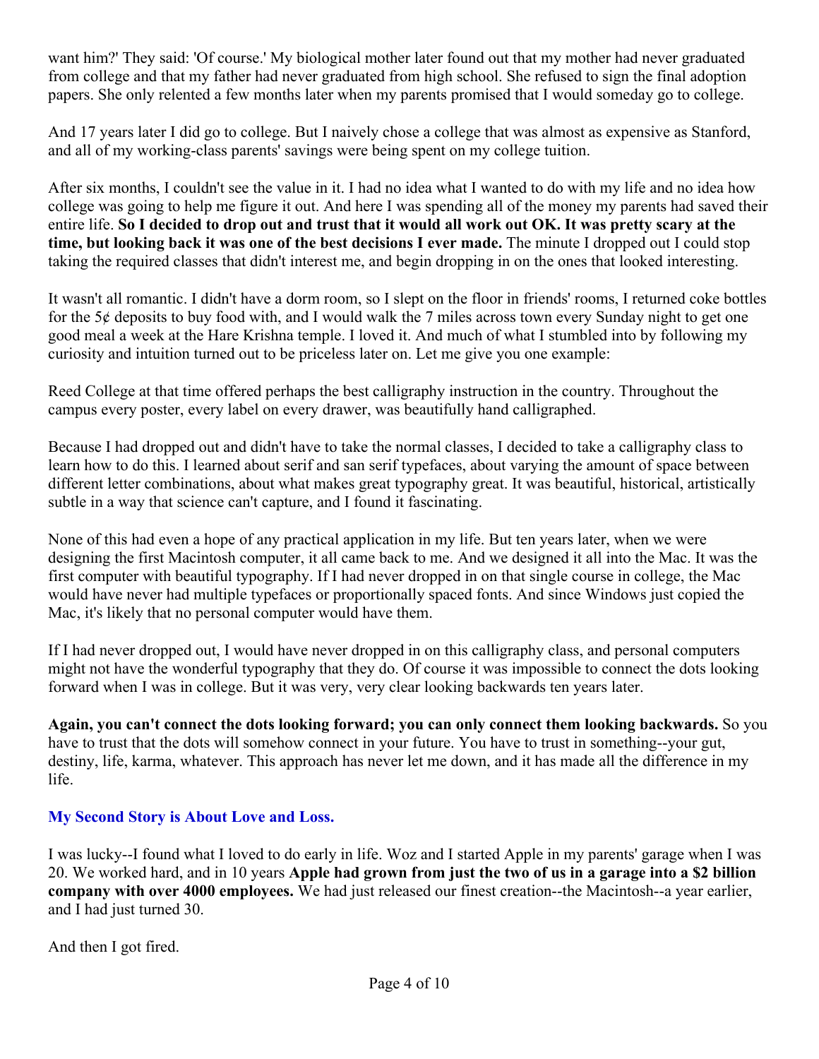want him?' They said: 'Of course.' My biological mother later found out that my mother had never graduated from college and that my father had never graduated from high school. She refused to sign the final adoption papers. She only relented a few months later when my parents promised that I would someday go to college.

And 17 years later I did go to college. But I naively chose a college that was almost as expensive as Stanford, and all of my working-class parents' savings were being spent on my college tuition.

After six months, I couldn't see the value in it. I had no idea what I wanted to do with my life and no idea how college was going to help me figure it out. And here I was spending all of the money my parents had saved their entire life. **So I decided to drop out and trust that it would all work out OK. It was pretty scary at the time, but looking back it was one of the best decisions I ever made.** The minute I dropped out I could stop taking the required classes that didn't interest me, and begin dropping in on the ones that looked interesting.

It wasn't all romantic. I didn't have a dorm room, so I slept on the floor in friends' rooms, I returned coke bottles for the 5¢ deposits to buy food with, and I would walk the 7 miles across town every Sunday night to get one good meal a week at the Hare Krishna temple. I loved it. And much of what I stumbled into by following my curiosity and intuition turned out to be priceless later on. Let me give you one example:

Reed College at that time offered perhaps the best calligraphy instruction in the country. Throughout the campus every poster, every label on every drawer, was beautifully hand calligraphed.

Because I had dropped out and didn't have to take the normal classes, I decided to take a calligraphy class to learn how to do this. I learned about serif and san serif typefaces, about varying the amount of space between different letter combinations, about what makes great typography great. It was beautiful, historical, artistically subtle in a way that science can't capture, and I found it fascinating.

None of this had even a hope of any practical application in my life. But ten years later, when we were designing the first Macintosh computer, it all came back to me. And we designed it all into the Mac. It was the first computer with beautiful typography. If I had never dropped in on that single course in college, the Mac would have never had multiple typefaces or proportionally spaced fonts. And since Windows just copied the Mac, it's likely that no personal computer would have them.

If I had never dropped out, I would have never dropped in on this calligraphy class, and personal computers might not have the wonderful typography that they do. Of course it was impossible to connect the dots looking forward when I was in college. But it was very, very clear looking backwards ten years later.

**Again, you can't connect the dots looking forward; you can only connect them looking backwards.** So you have to trust that the dots will somehow connect in your future. You have to trust in something--your gut, destiny, life, karma, whatever. This approach has never let me down, and it has made all the difference in my life.

### My Second Story is About Love and Loss.

I was lucky--I found what I loved to do early in life. Woz and I started Apple in my parents' garage when I was 20. We worked hard, and in 10 years **Apple had grown from just the two of us in a garage into a $2 billion company with over 4000 employees.** We had just released our finest creation--the Macintosh--a year earlier, and I had just turned 30.

And then I got fired.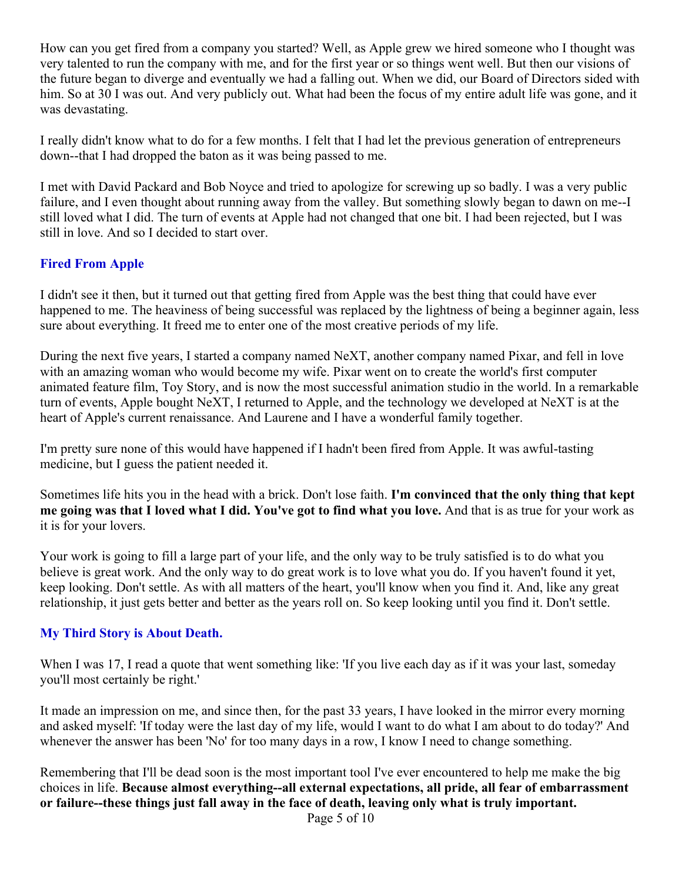How can you get fired from a company you started? Well, as Apple grew we hired someone who I thought was very talented to run the company with me, and for the first year or so things went well. But then our visions of the future began to diverge and eventually we had a falling out. When we did, our Board of Directors sided with him. So at 30 I was out. And very publicly out. What had been the focus of my entire adult life was gone, and it was devastating.

I really didn't know what to do for a few months. I felt that I had let the previous generation of entrepreneurs down--that I had dropped the baton as it was being passed to me.

I met with David Packard and Bob Noyce and tried to apologize for screwing up so badly. I was a very public failure, and I even thought about running away from the valley. But something slowly began to dawn on me--I still loved what I did. The turn of events at Apple had not changed that one bit. I had been rejected, but I was still in love. And so I decided to start over.

### Fired From Apple

I didn't see it then, but it turned out that getting fired from Apple was the best thing that could have ever happened to me. The heaviness of being successful was replaced by the lightness of being a beginner again, less sure about everything. It freed me to enter one of the most creative periods of my life.

During the next five years, I started a company named NeXT, another company named Pixar, and fell in love with an amazing woman who would become my wife. Pixar went on to create the world's first computer animated feature film, Toy Story, and is now the most successful animation studio in the world. In a remarkable turn of events, Apple bought NeXT, I returned to Apple, and the technology we developed at NeXT is at the heart of Apple's current renaissance. And Laurene and I have a wonderful family together.

I'm pretty sure none of this would have happened if I hadn't been fired from Apple. It was awful-tasting medicine, but I guess the patient needed it.

Sometimes life hits you in the head with a brick. Don't lose faith. **I'm convinced that the only thing that kept me going was that I loved what I did. You've got to find what you love.** And that is as true for your work as it is for your lovers.

Your work is going to fill a large part of your life, and the only way to be truly satisfied is to do what you believe is great work. And the only way to do great work is to love what you do. If you haven't found it yet, keep looking. Don't settle. As with all matters of the heart, you'll know when you find it. And, like any great relationship, it just gets better and better as the years roll on. So keep looking until you find it. Don't settle.

### My Third Story is About Death.

When I was 17, I read a quote that went something like: 'If you live each day as if it was your last, someday you'll most certainly be right.'

It made an impression on me, and since then, for the past 33 years, I have looked in the mirror every morning and asked myself: 'If today were the last day of my life, would I want to do what I am about to do today?' And whenever the answer has been 'No' for too many days in a row, I know I need to change something.

Remembering that I'll be dead soon is the most important tool I've ever encountered to help me make the big choices in life. **Because almost everything--all external expectations, all pride, all fear of embarrassment or failure--these things just fall away in the face of death, leaving only what is truly important.**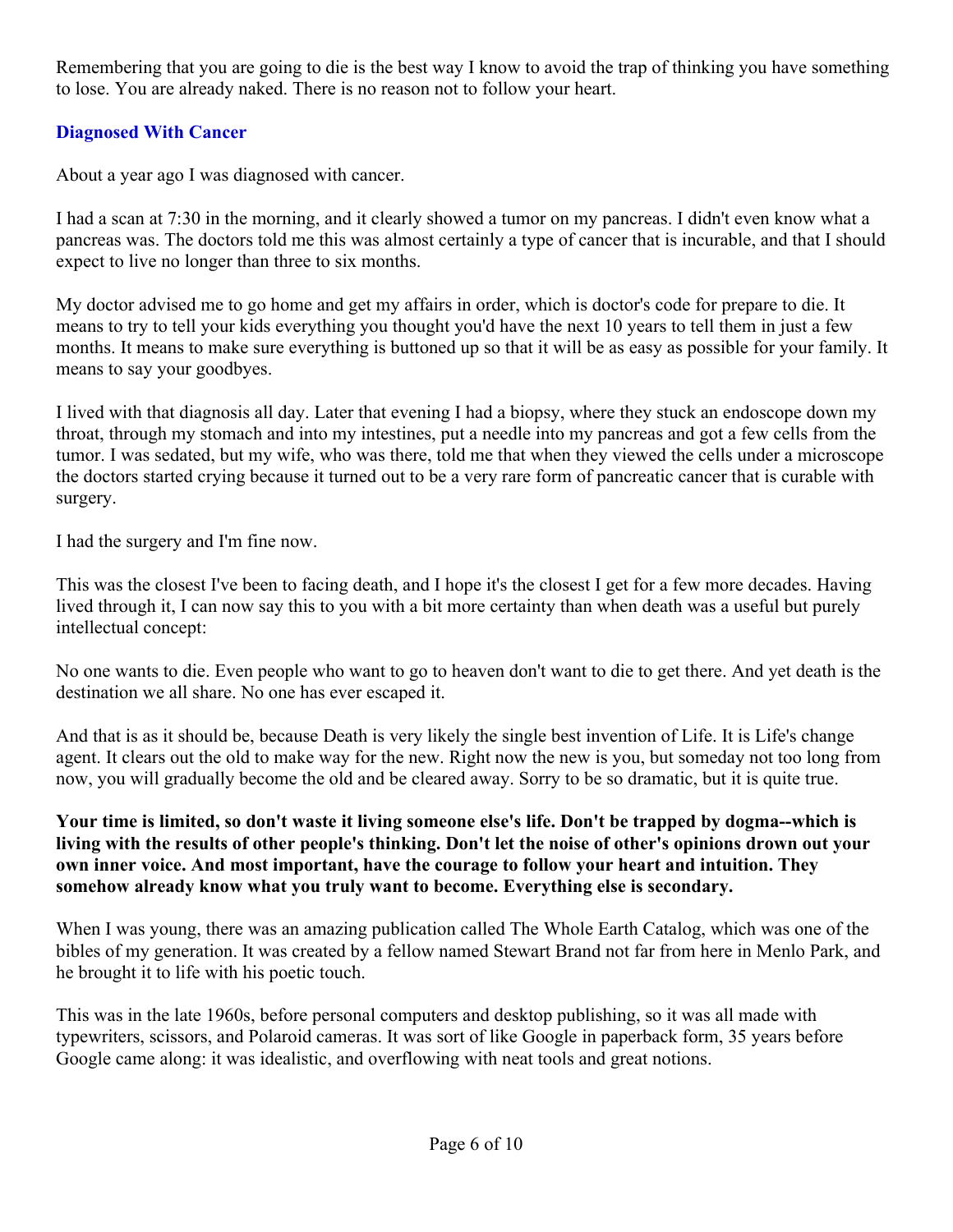Remembering that you are going to die is the best way I know to avoid the trap of thinking you have something to lose. You are already naked. There is no reason not to follow your heart.

## Diagnosed With Cancer

About a year ago I was diagnosed with cancer.

I had a scan at 7:30 in the morning, and it clearly showed a tumor on my pancreas. I didn't even know what a pancreas was. The doctors told me this was almost certainly a type of cancer that is incurable, and that I should expect to live no longer than three to six months.

My doctor advised me to go home and get my affairs in order, which is doctor's code for prepare to die. It means to try to tell your kids everything you thought you'd have the next 10 years to tell them in just a few months. It means to make sure everything is buttoned up so that it will be as easy as possible for your family. It means to say your goodbyes.

I lived with that diagnosis all day. Later that evening I had a biopsy, where they stuck an endoscope down my throat, through my stomach and into my intestines, put a needle into my pancreas and got a few cells from the tumor. I was sedated, but my wife, who was there, told me that when they viewed the cells under a microscope the doctors started crying because it turned out to be a very rare form of pancreatic cancer that is curable with surgery.

I had the surgery and I'm fine now.

This was the closest I've been to facing death, and I hope it's the closest I get for a few more decades. Having lived through it, I can now say this to you with a bit more certainty than when death was a useful but purely intellectual concept:

No one wants to die. Even people who want to go to heaven don't want to die to get there. And yet death is the destination we all share. No one has ever escaped it.

And that is as it should be, because Death is very likely the single best invention of Life. It is Life's change agent. It clears out the old to make way for the new. Right now the new is you, but someday not too long from now, you will gradually become the old and be cleared away. Sorry to be so dramatic, but it is quite true.

**Your time is limited, so don't waste it living someone else's life. Don't be trapped by dogma--which is living with the results of other people's thinking. Don't let the noise of other's opinions drown out your own inner voice. And most important, have the courage to follow your heart and intuition. They somehow already know what you truly want to become. Everything else is secondary.**

When I was young, there was an amazing publication called The Whole Earth Catalog, which was one of the bibles of my generation. It was created by a fellow named Stewart Brand not far from here in Menlo Park, and he brought it to life with his poetic touch.

This was in the late 1960s, before personal computers and desktop publishing, so it was all made with typewriters, scissors, and Polaroid cameras. It was sort of like Google in paperback form, 35 years before Google came along: it was idealistic, and overflowing with neat tools and great notions.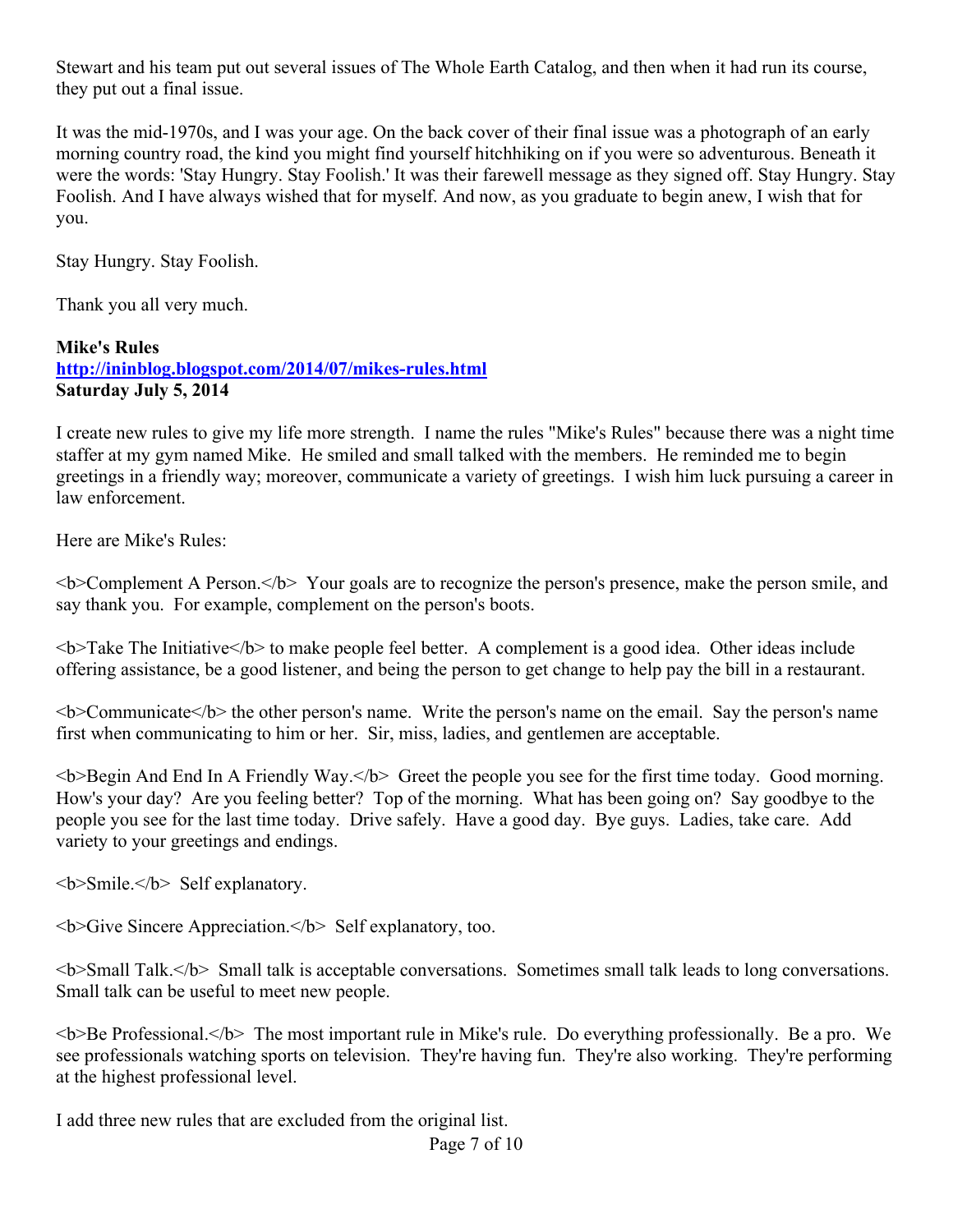Stewart and his team put out several issues of The Whole Earth Catalog, and then when it had run its course, they put out a final issue.

It was the mid-1970s, and I was your age. On the back cover of their final issue was a photograph of an early morning country road, the kind you might find yourself hitchhiking on if you were so adventurous. Beneath it were the words: 'Stay Hungry. Stay Foolish.' It was their farewell message as they signed off. Stay Hungry. Stay Foolish. And I have always wished that for myself. And now, as you graduate to begin anew, I wish that for you.

Stay Hungry. Stay Foolish.

Thank you all very much.

**Mike's Rules**
**http://ininblog.blogspot.com/2014/07/mikes-rules.html**
**Saturday July 5, 2014**

I create new rules to give my life more strength. I name the rules "Mike's Rules" because there was a night time staffer at my gym named Mike. He smiled and small talked with the members. He reminded me to begin greetings in a friendly way; moreover, communicate a variety of greetings. I wish him luck pursuing a career in law enforcement.

Here are Mike's Rules:

<b>Complement A Person.</b> Your goals are to recognize the person's presence, make the person smile, and say thank you. For example, complement on the person's boots.

<b>Take The Initiative</b> to make people feel better. A complement is a good idea. Other ideas include offering assistance, be a good listener, and being the person to get change to help pay the bill in a restaurant.

<b>Communicate</b> the other person's name. Write the person's name on the email. Say the person's name first when communicating to him or her. Sir, miss, ladies, and gentlemen are acceptable.

<b>Begin And End In A Friendly Way.</b> Greet the people you see for the first time today. Good morning. How's your day? Are you feeling better? Top of the morning. What has been going on? Say goodbye to the people you see for the last time today. Drive safely. Have a good day. Bye guys. Ladies, take care. Add variety to your greetings and endings.

<b>Smile.</b> Self explanatory.

<b>Give Sincere Appreciation.</b> Self explanatory, too.

<b>Small Talk.</b> Small talk is acceptable conversations. Sometimes small talk leads to long conversations. Small talk can be useful to meet new people.

<b>Be Professional.</b> The most important rule in Mike's rule. Do everything professionally. Be a pro. We see professionals watching sports on television. They're having fun. They're also working. They're performing at the highest professional level.

I add three new rules that are excluded from the original list.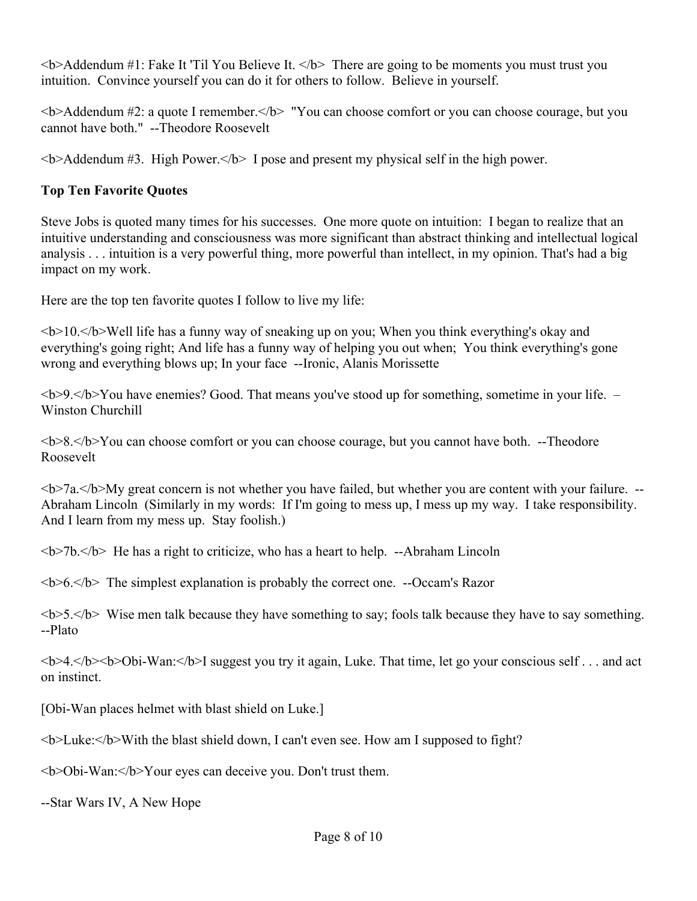<b>Addendum #1: Fake It 'Til You Believe It. </b> There are going to be moments you must trust you intuition. Convince yourself you can do it for others to follow. Believe in yourself.

<b>Addendum #2: a quote I remember.</b> "You can choose comfort or you can choose courage, but you cannot have both." --Theodore Roosevelt

<b>Addendum #3. High Power.</b> I pose and present my physical self in the high power.

**Top Ten Favorite Quotes**

Steve Jobs is quoted many times for his successes. One more quote on intuition: I began to realize that an intuitive understanding and consciousness was more significant than abstract thinking and intellectual logical analysis . . . intuition is a very powerful thing, more powerful than intellect, in my opinion. That's had a big impact on my work.

Here are the top ten favorite quotes I follow to live my life:

<b>10.</b>Well life has a funny way of sneaking up on you; When you think everything's okay and everything's going right; And life has a funny way of helping you out when; You think everything's gone wrong and everything blows up; In your face --Ironic, Alanis Morissette

<b>9.</b>You have enemies? Good. That means you've stood up for something, sometime in your life. – Winston Churchill

<b>8.</b>You can choose comfort or you can choose courage, but you cannot have both. --Theodore Roosevelt

<b>7a.</b>My great concern is not whether you have failed, but whether you are content with your failure. --Abraham Lincoln (Similarly in my words: If I'm going to mess up, I mess up my way. I take responsibility. And I learn from my mess up. Stay foolish.)

<b>7b.</b> He has a right to criticize, who has a heart to help. --Abraham Lincoln

<b>6.</b> The simplest explanation is probably the correct one. --Occam's Razor

<b>5.</b> Wise men talk because they have something to say; fools talk because they have to say something. --Plato

<b>4.</b><b>Obi-Wan:</b>I suggest you try it again, Luke. That time, let go your conscious self . . . and act on instinct.

[Obi-Wan places helmet with blast shield on Luke.]

<b>Luke:</b>With the blast shield down, I can't even see. How am I supposed to fight?

<b>Obi-Wan:</b>Your eyes can deceive you. Don't trust them.

--Star Wars IV, A New Hope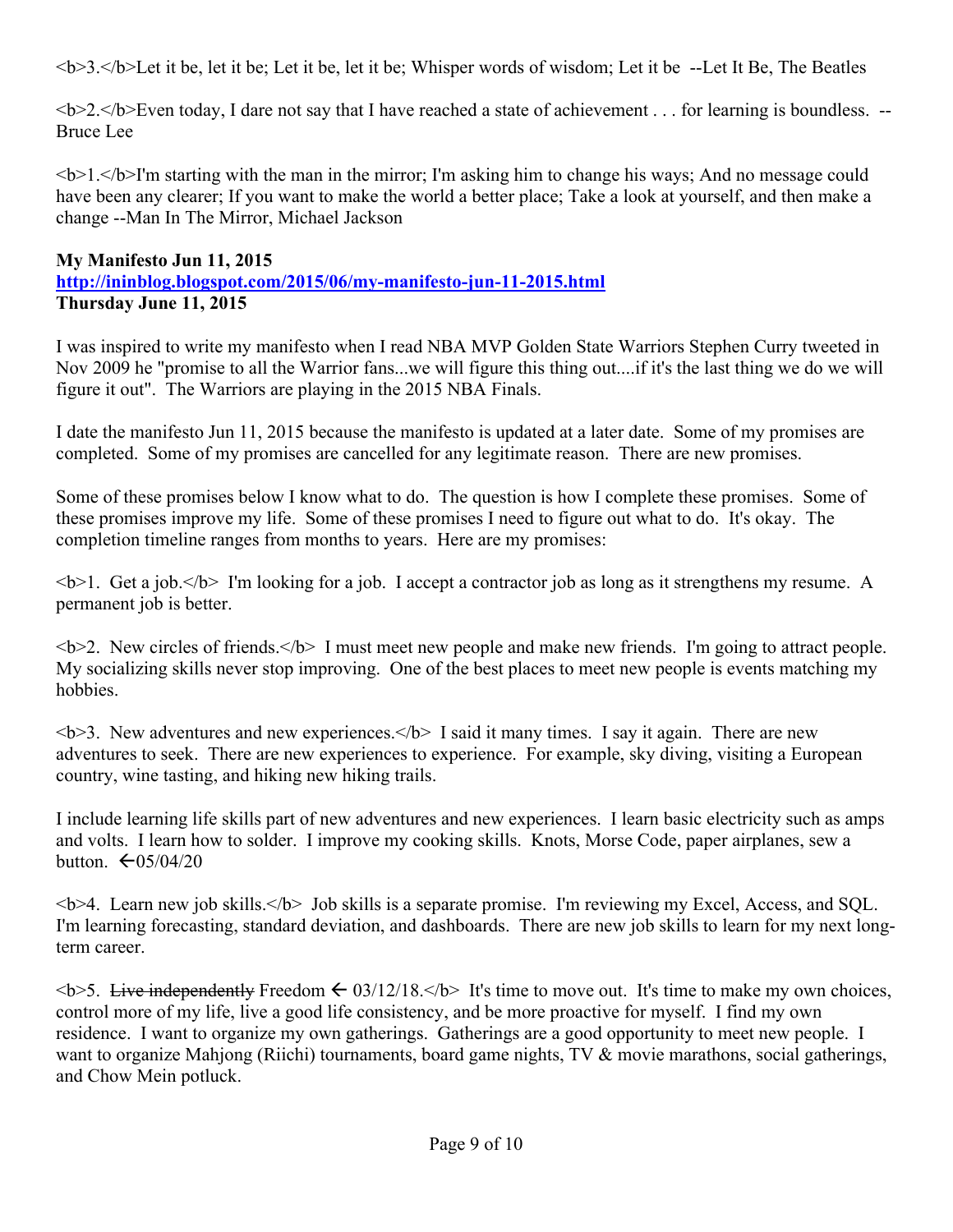<b>3.</b>Let it be, let it be; Let it be, let it be; Whisper words of wisdom; Let it be --Let It Be, The Beatles

<b>2.</b>Even today, I dare not say that I have reached a state of achievement . . . for learning is boundless. --Bruce Lee

<b>1.</b>I'm starting with the man in the mirror; I'm asking him to change his ways; And no message could have been any clearer; If you want to make the world a better place; Take a look at yourself, and then make a change --Man In The Mirror, Michael Jackson

**My Manifesto Jun 11, 2015**
**[http://ininblog.blogspot.com/2015/06/my-manifesto-jun-11-2015.html](http://ininblog.blogspot.com/2015/06/my-manifesto-jun-11-2015.html)**
**Thursday June 11, 2015**

I was inspired to write my manifesto when I read NBA MVP Golden State Warriors Stephen Curry tweeted in Nov 2009 he "promise to all the Warrior fans...we will figure this thing out....if it's the last thing we do we will figure it out". The Warriors are playing in the 2015 NBA Finals.

I date the manifesto Jun 11, 2015 because the manifesto is updated at a later date. Some of my promises are completed. Some of my promises are cancelled for any legitimate reason. There are new promises.

Some of these promises below I know what to do. The question is how I complete these promises. Some of these promises improve my life. Some of these promises I need to figure out what to do. It's okay. The completion timeline ranges from months to years. Here are my promises:

<b>1. Get a job.</b> I'm looking for a job. I accept a contractor job as long as it strengthens my resume. A permanent job is better.

<b>2. New circles of friends.</b> I must meet new people and make new friends. I'm going to attract people. My socializing skills never stop improving. One of the best places to meet new people is events matching my hobbies.

<b>3. New adventures and new experiences.</b> I said it many times. I say it again. There are new adventures to seek. There are new experiences to experience. For example, sky diving, visiting a European country, wine tasting, and hiking new hiking trails.

I include learning life skills part of new adventures and new experiences. I learn basic electricity such as amps and volts. I learn how to solder. I improve my cooking skills. Knots, Morse Code, paper airplanes, sew a button. ←05/04/20

<b>4. Learn new job skills.</b> Job skills is a separate promise. I'm reviewing my Excel, Access, and SQL. I'm learning forecasting, standard deviation, and dashboards. There are new job skills to learn for my next long-term career.

<b>5. ~~Live independently~~ Freedom ← 03/12/18.</b> It's time to move out. It's time to make my own choices, control more of my life, live a good life consistency, and be more proactive for myself. I find my own residence. I want to organize my own gatherings. Gatherings are a good opportunity to meet new people. I want to organize Mahjong (Riichi) tournaments, board game nights, TV & movie marathons, social gatherings, and Chow Mein potluck.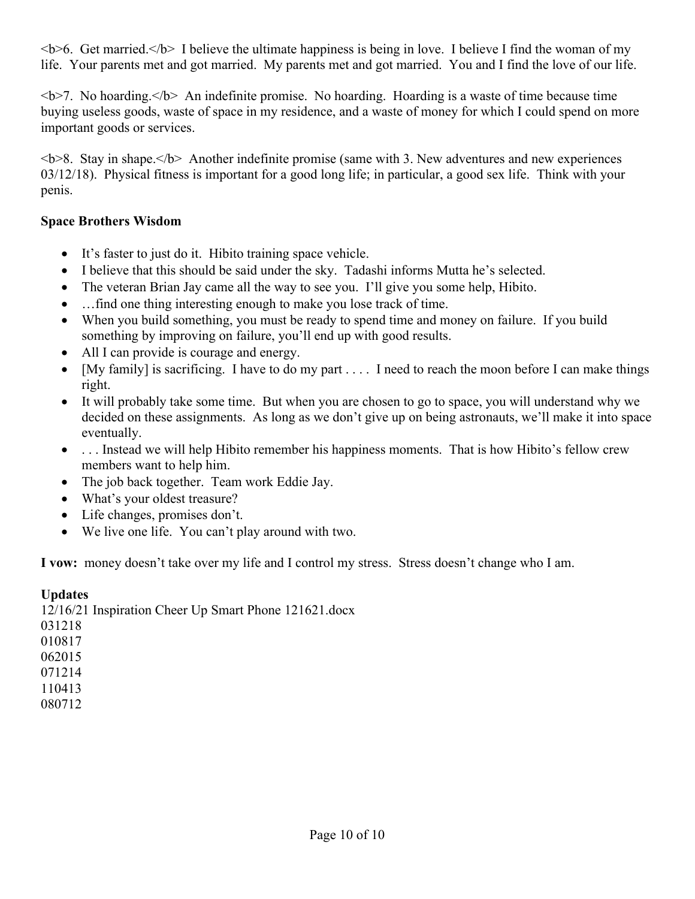<b>6.  Get married.</b>  I believe the ultimate happiness is being in love.  I believe I find the woman of my life.  Your parents met and got married.  My parents met and got married.  You and I find the love of our life.

<b>7.  No hoarding.</b>  An indefinite promise.  No hoarding.  Hoarding is a waste of time because time buying useless goods, waste of space in my residence, and a waste of money for which I could spend on more important goods or services.

<b>8.  Stay in shape.</b>  Another indefinite promise (same with 3. New adventures and new experiences 03/12/18).  Physical fitness is important for a good long life; in particular, a good sex life.  Think with your penis.

**Space Brothers Wisdom**

- It's faster to just do it.  Hibito training space vehicle.
- I believe that this should be said under the sky.  Tadashi informs Mutta he's selected.
- The veteran Brian Jay came all the way to see you.  I'll give you some help, Hibito.
- …find one thing interesting enough to make you lose track of time.
- When you build something, you must be ready to spend time and money on failure.  If you build something by improving on failure, you'll end up with good results.
- All I can provide is courage and energy.
- [My family] is sacrificing.  I have to do my part . . . .  I need to reach the moon before I can make things right.
- It will probably take some time.  But when you are chosen to go to space, you will understand why we decided on these assignments.  As long as we don't give up on being astronauts, we'll make it into space eventually.
- . . . Instead we will help Hibito remember his happiness moments.  That is how Hibito's fellow crew members want to help him.
- The job back together.  Team work Eddie Jay.
- What's your oldest treasure?
- Life changes, promises don't.
- We live one life.  You can't play around with two.

**I vow:**  money doesn't take over my life and I control my stress.  Stress doesn't change who I am.

**Updates**
12/16/21 Inspiration Cheer Up Smart Phone 121621.docx
031218
010817
062015
071214
110413
080712